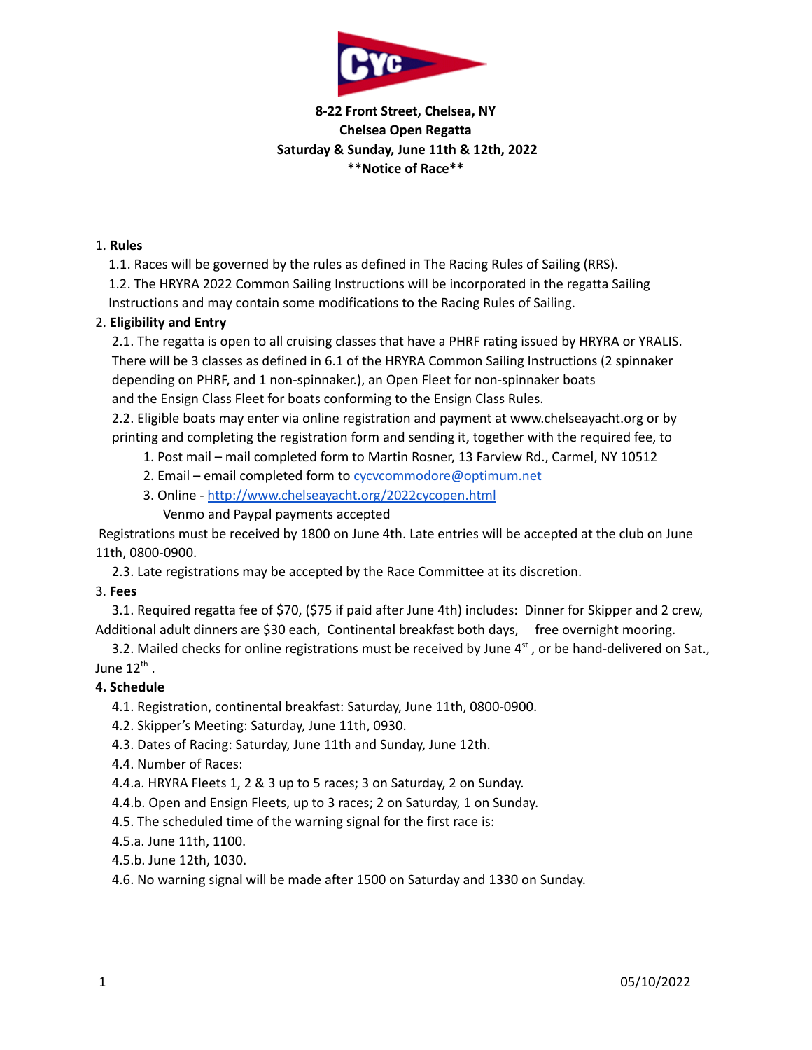**8-22 Front Street, Chelsea, NY**
**Chelsea Open Regatta**
**Saturday & Sunday, June 11th & 12th, 2022**
**\*\*Notice of Race\*\***

1. **Rules**

   1.1. Races will be governed by the rules as defined in The Racing Rules of Sailing (RRS).

   1.2. The HRYRA 2022 Common Sailing Instructions will be incorporated in the regatta Sailing Instructions and may contain some modifications to the Racing Rules of Sailing.

2. **Eligibility and Entry**

   2.1. The regatta is open to all cruising classes that have a PHRF rating issued by HRYRA or YRALIS. There will be 3 classes as defined in 6.1 of the HRYRA Common Sailing Instructions (2 spinnaker depending on PHRF, and 1 non-spinnaker.), an Open Fleet for non-spinnaker boats and the Ensign Class Fleet for boats conforming to the Ensign Class Rules.

   2.2. Eligible boats may enter via online registration and payment at www.chelseayacht.org or by printing and completing the registration form and sending it, together with the required fee, to

      1. Post mail – mail completed form to Martin Rosner, 13 Farview Rd., Carmel, NY 10512
      2. Email – email completed form to [cycvcommodore@optimum.net](mailto:cycvcommodore@optimum.net)
      3. Online - [http://www.chelseayacht.org/2022cycopen.html](http://www.chelseayacht.org/2022cycopen.html)
         Venmo and Paypal payments accepted

   Registrations must be received by 1800 on June 4th. Late entries will be accepted at the club on June 11th, 0800-0900.

   2.3. Late registrations may be accepted by the Race Committee at its discretion.

3. **Fees**

   3.1. Required regatta fee of $70, ($75 if paid after June 4th) includes: Dinner for Skipper and 2 crew, Additional adult dinners are $30 each, Continental breakfast both days, free overnight mooring.

   3.2. Mailed checks for online registrations must be received by June 4st , or be hand-delivered on Sat., June 12th .

4. **Schedule**

   4.1. Registration, continental breakfast: Saturday, June 11th, 0800-0900.

   4.2. Skipper's Meeting: Saturday, June 11th, 0930.

   4.3. Dates of Racing: Saturday, June 11th and Sunday, June 12th.

   4.4. Number of Races:

   4.4.a. HRYRA Fleets 1, 2 & 3 up to 5 races; 3 on Saturday, 2 on Sunday.

   4.4.b. Open and Ensign Fleets, up to 3 races; 2 on Saturday, 1 on Sunday.

   4.5. The scheduled time of the warning signal for the first race is:

   4.5.a. June 11th, 1100.

   4.5.b. June 12th, 1030.

   4.6. No warning signal will be made after 1500 on Saturday and 1330 on Sunday.

05/10/2022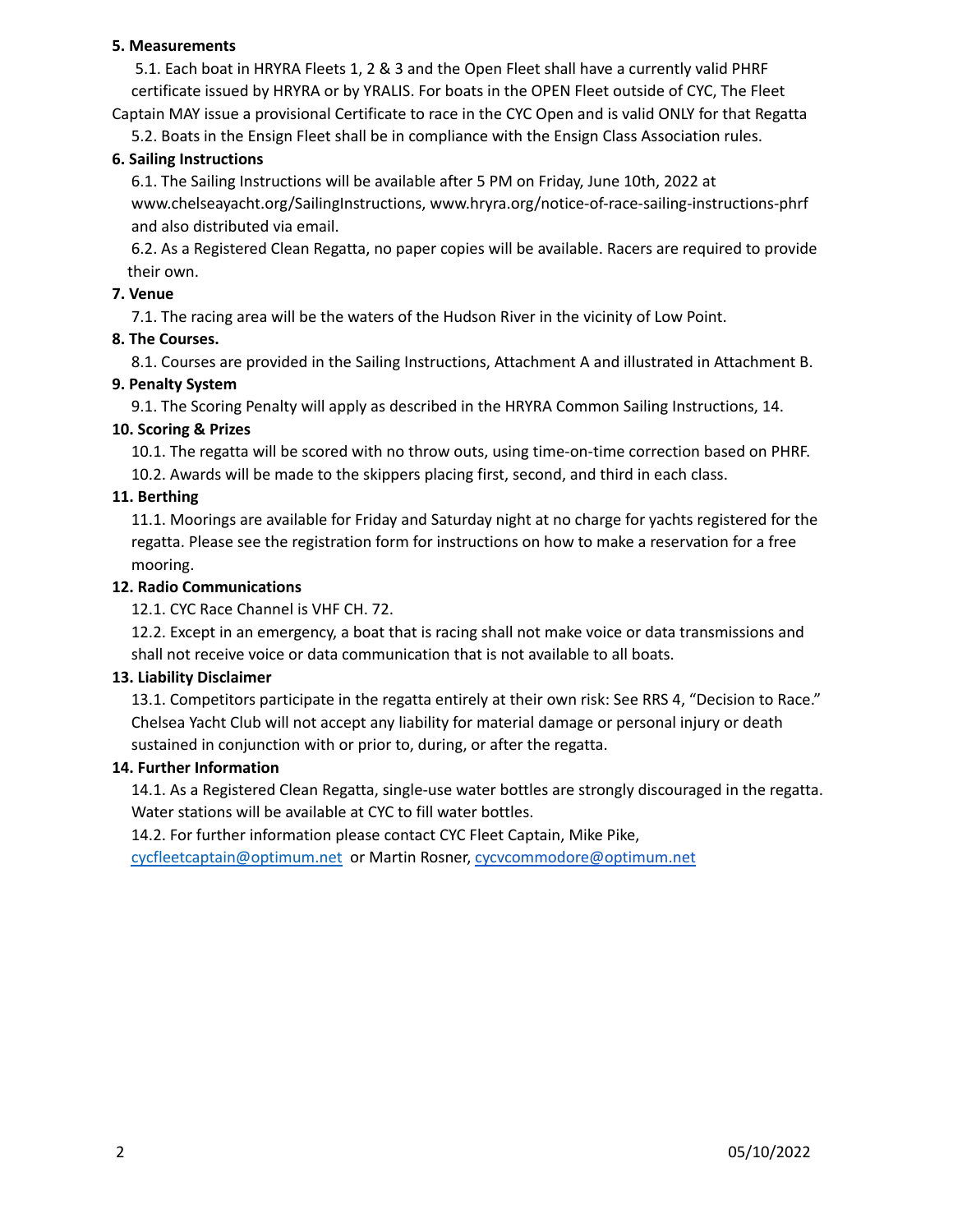**5. Measurements**

5.1. Each boat in HRYRA Fleets 1, 2 & 3 and the Open Fleet shall have a currently valid PHRF certificate issued by HRYRA or by YRALIS. For boats in the OPEN Fleet outside of CYC, The Fleet Captain MAY issue a provisional Certificate to race in the CYC Open and is valid ONLY for that Regatta

5.2. Boats in the Ensign Fleet shall be in compliance with the Ensign Class Association rules.

**6. Sailing Instructions**

6.1. The Sailing Instructions will be available after 5 PM on Friday, June 10th, 2022 at www.chelseayacht.org/SailingInstructions, www.hryra.org/notice-of-race-sailing-instructions-phrf and also distributed via email.

6.2. As a Registered Clean Regatta, no paper copies will be available. Racers are required to provide their own.

**7. Venue**

7.1. The racing area will be the waters of the Hudson River in the vicinity of Low Point.

**8. The Courses.**

8.1. Courses are provided in the Sailing Instructions, Attachment A and illustrated in Attachment B.

**9. Penalty System**

9.1. The Scoring Penalty will apply as described in the HRYRA Common Sailing Instructions, 14.

**10. Scoring & Prizes**

10.1. The regatta will be scored with no throw outs, using time-on-time correction based on PHRF.

10.2. Awards will be made to the skippers placing first, second, and third in each class.

**11. Berthing**

11.1. Moorings are available for Friday and Saturday night at no charge for yachts registered for the regatta. Please see the registration form for instructions on how to make a reservation for a free mooring.

**12. Radio Communications**

12.1. CYC Race Channel is VHF CH. 72.

12.2. Except in an emergency, a boat that is racing shall not make voice or data transmissions and shall not receive voice or data communication that is not available to all boats.

**13. Liability Disclaimer**

13.1. Competitors participate in the regatta entirely at their own risk: See RRS 4, "Decision to Race." Chelsea Yacht Club will not accept any liability for material damage or personal injury or death sustained in conjunction with or prior to, during, or after the regatta.

**14. Further Information**

14.1. As a Registered Clean Regatta, single-use water bottles are strongly discouraged in the regatta. Water stations will be available at CYC to fill water bottles.

14.2. For further information please contact CYC Fleet Captain, Mike Pike, cycfleetcaptain@optimum.net or Martin Rosner, cycvcommodore@optimum.net

05/10/2022